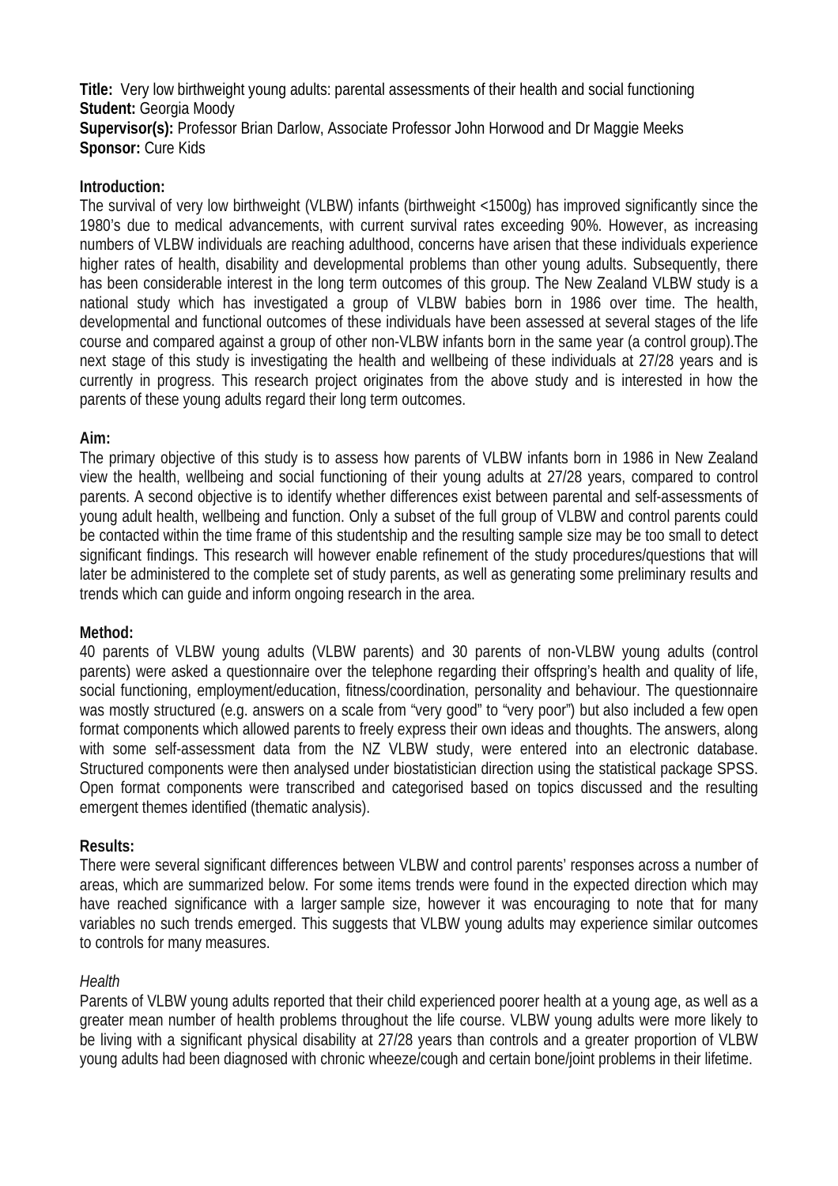**Title:** Very low birthweight young adults: parental assessments of their health and social functioning
**Student:** Georgia Moody
**Supervisor(s):** Professor Brian Darlow, Associate Professor John Horwood and Dr Maggie Meeks
**Sponsor:** Cure Kids

## Introduction:

The survival of very low birthweight (VLBW) infants (birthweight <1500g) has improved significantly since the 1980's due to medical advancements, with current survival rates exceeding 90%. However, as increasing numbers of VLBW individuals are reaching adulthood, concerns have arisen that these individuals experience higher rates of health, disability and developmental problems than other young adults. Subsequently, there has been considerable interest in the long term outcomes of this group. The New Zealand VLBW study is a national study which has investigated a group of VLBW babies born in 1986 over time. The health, developmental and functional outcomes of these individuals have been assessed at several stages of the life course and compared against a group of other non-VLBW infants born in the same year (a control group).The next stage of this study is investigating the health and wellbeing of these individuals at 27/28 years and is currently in progress. This research project originates from the above study and is interested in how the parents of these young adults regard their long term outcomes.

## Aim:

The primary objective of this study is to assess how parents of VLBW infants born in 1986 in New Zealand view the health, wellbeing and social functioning of their young adults at 27/28 years, compared to control parents. A second objective is to identify whether differences exist between parental and self-assessments of young adult health, wellbeing and function. Only a subset of the full group of VLBW and control parents could be contacted within the time frame of this studentship and the resulting sample size may be too small to detect significant findings. This research will however enable refinement of the study procedures/questions that will later be administered to the complete set of study parents, as well as generating some preliminary results and trends which can guide and inform ongoing research in the area.

## Method:

40 parents of VLBW young adults (VLBW parents) and 30 parents of non-VLBW young adults (control parents) were asked a questionnaire over the telephone regarding their offspring's health and quality of life, social functioning, employment/education, fitness/coordination, personality and behaviour. The questionnaire was mostly structured (e.g. answers on a scale from "very good" to "very poor") but also included a few open format components which allowed parents to freely express their own ideas and thoughts. The answers, along with some self-assessment data from the NZ VLBW study, were entered into an electronic database. Structured components were then analysed under biostatistician direction using the statistical package SPSS. Open format components were transcribed and categorised based on topics discussed and the resulting emergent themes identified (thematic analysis).

## Results:

There were several significant differences between VLBW and control parents' responses across a number of areas, which are summarized below. For some items trends were found in the expected direction which may have reached significance with a larger sample size, however it was encouraging to note that for many variables no such trends emerged. This suggests that VLBW young adults may experience similar outcomes to controls for many measures.

### *Health*

Parents of VLBW young adults reported that their child experienced poorer health at a young age, as well as a greater mean number of health problems throughout the life course. VLBW young adults were more likely to be living with a significant physical disability at 27/28 years than controls and a greater proportion of VLBW young adults had been diagnosed with chronic wheeze/cough and certain bone/joint problems in their lifetime.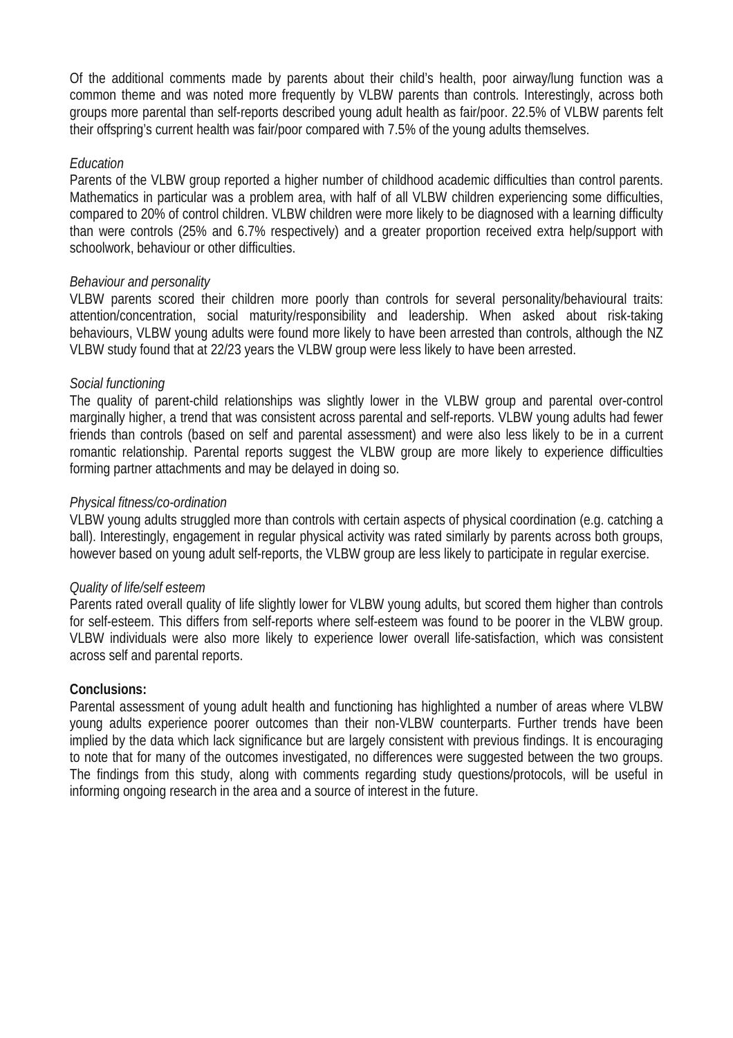Of the additional comments made by parents about their child's health, poor airway/lung function was a common theme and was noted more frequently by VLBW parents than controls. Interestingly, across both groups more parental than self-reports described young adult health as fair/poor. 22.5% of VLBW parents felt their offspring's current health was fair/poor compared with 7.5% of the young adults themselves.

*Education*

Parents of the VLBW group reported a higher number of childhood academic difficulties than control parents. Mathematics in particular was a problem area, with half of all VLBW children experiencing some difficulties, compared to 20% of control children. VLBW children were more likely to be diagnosed with a learning difficulty than were controls (25% and 6.7% respectively) and a greater proportion received extra help/support with schoolwork, behaviour or other difficulties.

*Behaviour and personality*

VLBW parents scored their children more poorly than controls for several personality/behavioural traits: attention/concentration, social maturity/responsibility and leadership. When asked about risk-taking behaviours, VLBW young adults were found more likely to have been arrested than controls, although the NZ VLBW study found that at 22/23 years the VLBW group were less likely to have been arrested.

*Social functioning*

The quality of parent-child relationships was slightly lower in the VLBW group and parental over-control marginally higher, a trend that was consistent across parental and self-reports. VLBW young adults had fewer friends than controls (based on self and parental assessment) and were also less likely to be in a current romantic relationship. Parental reports suggest the VLBW group are more likely to experience difficulties forming partner attachments and may be delayed in doing so.

*Physical fitness/co-ordination*

VLBW young adults struggled more than controls with certain aspects of physical coordination (e.g. catching a ball). Interestingly, engagement in regular physical activity was rated similarly by parents across both groups, however based on young adult self-reports, the VLBW group are less likely to participate in regular exercise.

*Quality of life/self esteem*

Parents rated overall quality of life slightly lower for VLBW young adults, but scored them higher than controls for self-esteem. This differs from self-reports where self-esteem was found to be poorer in the VLBW group. VLBW individuals were also more likely to experience lower overall life-satisfaction, which was consistent across self and parental reports.

**Conclusions:**

Parental assessment of young adult health and functioning has highlighted a number of areas where VLBW young adults experience poorer outcomes than their non-VLBW counterparts. Further trends have been implied by the data which lack significance but are largely consistent with previous findings. It is encouraging to note that for many of the outcomes investigated, no differences were suggested between the two groups. The findings from this study, along with comments regarding study questions/protocols, will be useful in informing ongoing research in the area and a source of interest in the future.